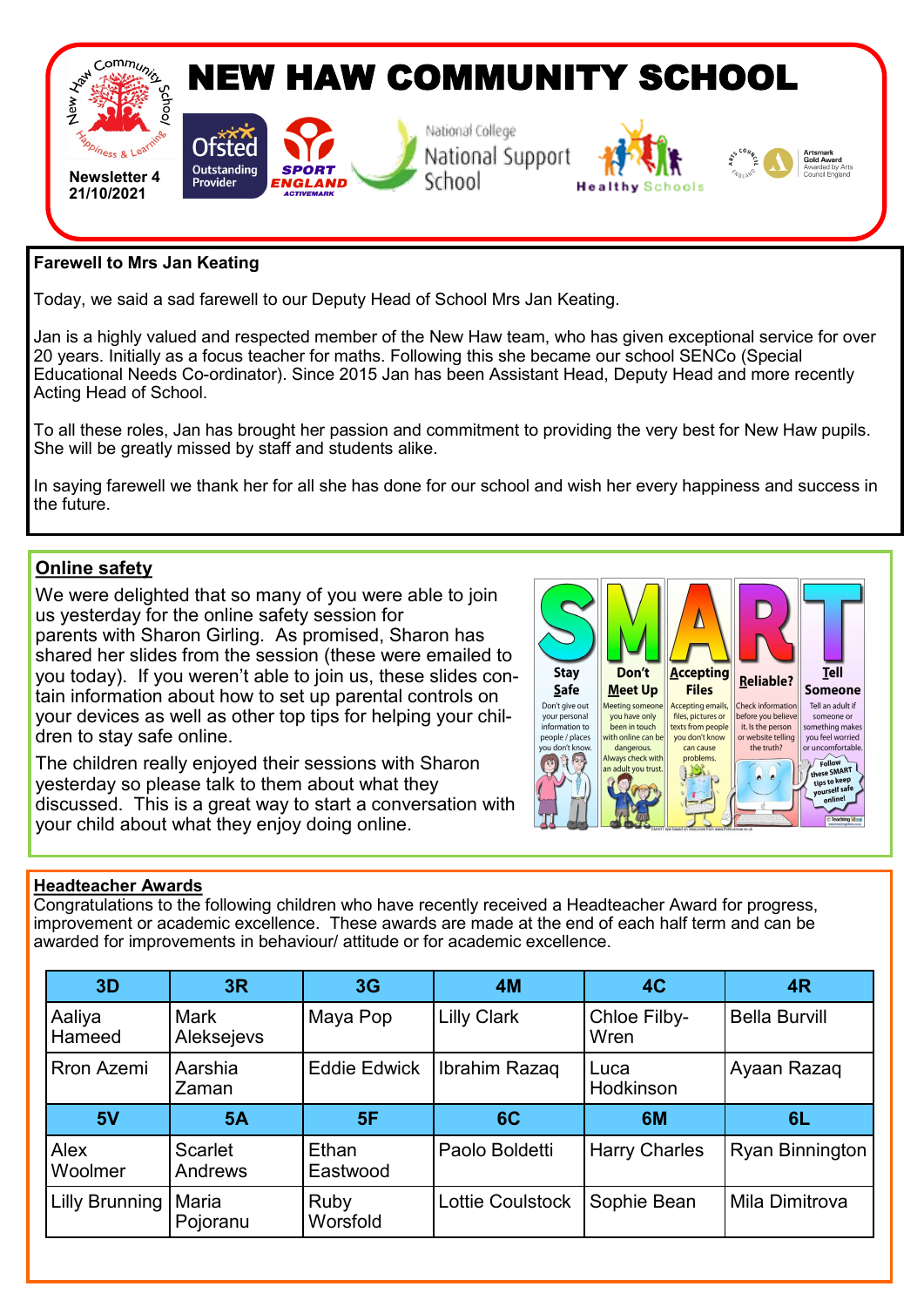# NEW HAW COMMUNITY SCHOOL

Newsletter 4
21/10/2021

## Farewell to Mrs Jan Keating

Today, we said a sad farewell to our Deputy Head of School Mrs Jan Keating.

Jan is a highly valued and respected member of the New Haw team, who has given exceptional service for over 20 years. Initially as a focus teacher for maths. Following this she became our school SENCo (Special Educational Needs Co-ordinator). Since 2015 Jan has been Assistant Head, Deputy Head and more recently Acting Head of School.

To all these roles, Jan has brought her passion and commitment to providing the very best for New Haw pupils. She will be greatly missed by staff and students alike.

In saying farewell we thank her for all she has done for our school and wish her every happiness and success in the future.

## Online safety

We were delighted that so many of you were able to join us yesterday for the online safety session for parents with Sharon Girling. As promised, Sharon has shared her slides from the session (these were emailed to you today). If you weren't able to join us, these slides contain information about how to set up parental controls on your devices as well as other top tips for helping your children to stay safe online.

The children really enjoyed their sessions with Sharon yesterday so please talk to them about what they discussed. This is a great way to start a conversation with your child about what they enjoy doing online.

**S** – Stay Safe: Don't give out your personal information to people / places you don't know.

**M** – Don't Meet Up: Meeting someone you have only been in touch with online can be dangerous. Always check with an adult you trust.

**A** – Accepting Files: Accepting emails, files, pictures or texts from people you don't know can cause problems.

**R** – Reliable?: Check information before you believe it. Is the person or website telling the truth?

**T** – Tell Someone: Tell an adult if someone or something makes you feel worried or uncomfortable.

Follow these SMART tips to keep yourself safe online!

## Headteacher Awards

Congratulations to the following children who have recently received a Headteacher Award for progress, improvement or academic excellence. These awards are made at the end of each half term and can be awarded for improvements in behaviour/ attitude or for academic excellence.

| 3D | 3R | 3G | 4M | 4C | 4R |
|---|---|---|---|---|---|
| Aaliya Hameed | Mark Aleksejevs | Maya Pop | Lilly Clark | Chloe Filby-Wren | Bella Burvill |
| Rron Azemi | Aarshia Zaman | Eddie Edwick | Ibrahim Razaq | Luca Hodkinson | Ayaan Razaq |
| **5V** | **5A** | **5F** | **6C** | **6M** | **6L** |
| Alex Woolmer | Scarlet Andrews | Ethan Eastwood | Paolo Boldetti | Harry Charles | Ryan Binnington |
| Lilly Brunning | Maria Pojoranu | Ruby Worsfold | Lottie Coulstock | Sophie Bean | Mila Dimitrova |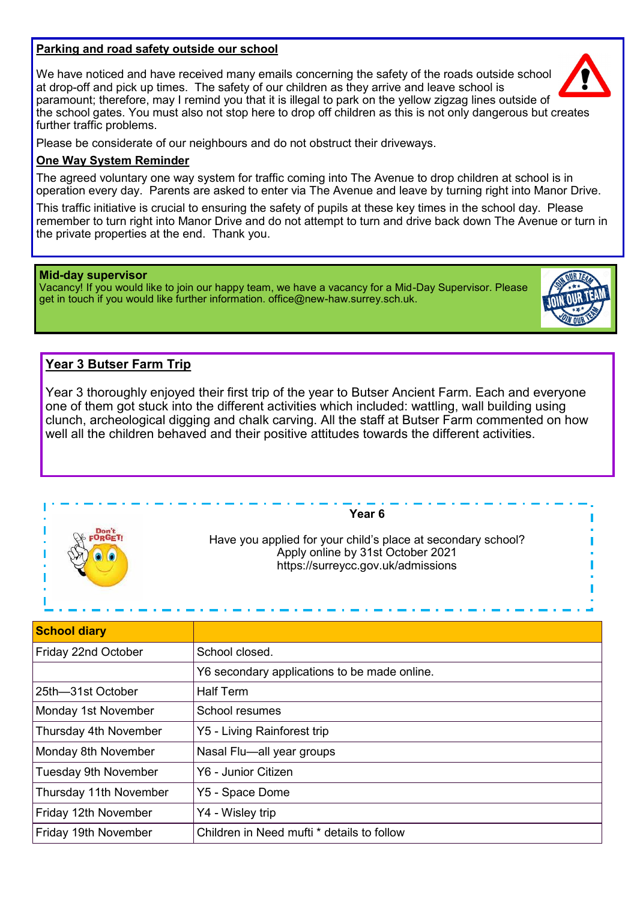## Parking and road safety outside our school

We have noticed and have received many emails concerning the safety of the roads outside school at drop-off and pick up times. The safety of our children as they arrive and leave school is paramount; therefore, may I remind you that it is illegal to park on the yellow zigzag lines outside of the school gates. You must also not stop here to drop off children as this is not only dangerous but creates further traffic problems.

Please be considerate of our neighbours and do not obstruct their driveways.

### One Way System Reminder

The agreed voluntary one way system for traffic coming into The Avenue to drop children at school is in operation every day. Parents are asked to enter via The Avenue and leave by turning right into Manor Drive.

This traffic initiative is crucial to ensuring the safety of pupils at these key times in the school day. Please remember to turn right into Manor Drive and do not attempt to turn and drive back down The Avenue or turn in the private properties at the end. Thank you.

## Mid-day supervisor

Vacancy! If you would like to join our happy team, we have a vacancy for a Mid-Day Supervisor. Please get in touch if you would like further information. office@new-haw.surrey.sch.uk.

## Year 3 Butser Farm Trip

Year 3 thoroughly enjoyed their first trip of the year to Butser Ancient Farm. Each and everyone one of them got stuck into the different activities which included: wattling, wall building using clunch, archeological digging and chalk carving. All the staff at Butser Farm commented on how well all the children behaved and their positive attitudes towards the different activities.

## Year 6

Have you applied for your child's place at secondary school?
Apply online by 31st October 2021
https://surreycc.gov.uk/admissions

| School diary | |
|---|---|
| Friday 22nd October | School closed. |
| | Y6 secondary applications to be made online. |
| 25th—31st October | Half Term |
| Monday 1st November | School resumes |
| Thursday 4th November | Y5 - Living Rainforest trip |
| Monday 8th November | Nasal Flu—all year groups |
| Tuesday 9th November | Y6 - Junior Citizen |
| Thursday 11th November | Y5 - Space Dome |
| Friday 12th November | Y4 - Wisley trip |
| Friday 19th November | Children in Need mufti * details to follow |